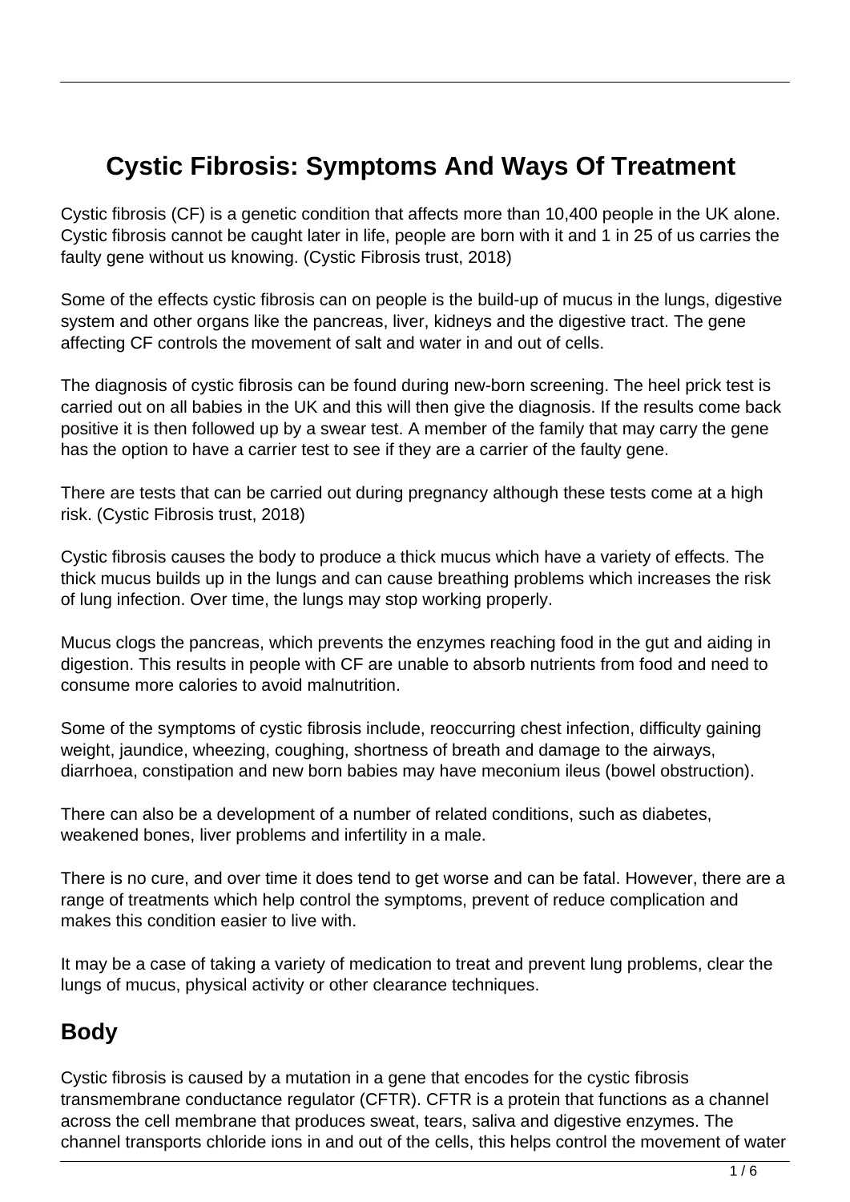# Cystic Fibrosis: Symptoms And Ways Of Treatment

Cystic fibrosis (CF) is a genetic condition that affects more than 10,400 people in the UK alone. Cystic fibrosis cannot be caught later in life, people are born with it and 1 in 25 of us carries the faulty gene without us knowing. (Cystic Fibrosis trust, 2018)

Some of the effects cystic fibrosis can on people is the build-up of mucus in the lungs, digestive system and other organs like the pancreas, liver, kidneys and the digestive tract. The gene affecting CF controls the movement of salt and water in and out of cells.

The diagnosis of cystic fibrosis can be found during new-born screening. The heel prick test is carried out on all babies in the UK and this will then give the diagnosis. If the results come back positive it is then followed up by a swear test. A member of the family that may carry the gene has the option to have a carrier test to see if they are a carrier of the faulty gene.

There are tests that can be carried out during pregnancy although these tests come at a high risk. (Cystic Fibrosis trust, 2018)

Cystic fibrosis causes the body to produce a thick mucus which have a variety of effects. The thick mucus builds up in the lungs and can cause breathing problems which increases the risk of lung infection. Over time, the lungs may stop working properly.

Mucus clogs the pancreas, which prevents the enzymes reaching food in the gut and aiding in digestion. This results in people with CF are unable to absorb nutrients from food and need to consume more calories to avoid malnutrition.

Some of the symptoms of cystic fibrosis include, reoccurring chest infection, difficulty gaining weight, jaundice, wheezing, coughing, shortness of breath and damage to the airways, diarrhoea, constipation and new born babies may have meconium ileus (bowel obstruction).

There can also be a development of a number of related conditions, such as diabetes, weakened bones, liver problems and infertility in a male.

There is no cure, and over time it does tend to get worse and can be fatal. However, there are a range of treatments which help control the symptoms, prevent of reduce complication and makes this condition easier to live with.

It may be a case of taking a variety of medication to treat and prevent lung problems, clear the lungs of mucus, physical activity or other clearance techniques.

## Body

Cystic fibrosis is caused by a mutation in a gene that encodes for the cystic fibrosis transmembrane conductance regulator (CFTR). CFTR is a protein that functions as a channel across the cell membrane that produces sweat, tears, saliva and digestive enzymes. The channel transports chloride ions in and out of the cells, this helps control the movement of water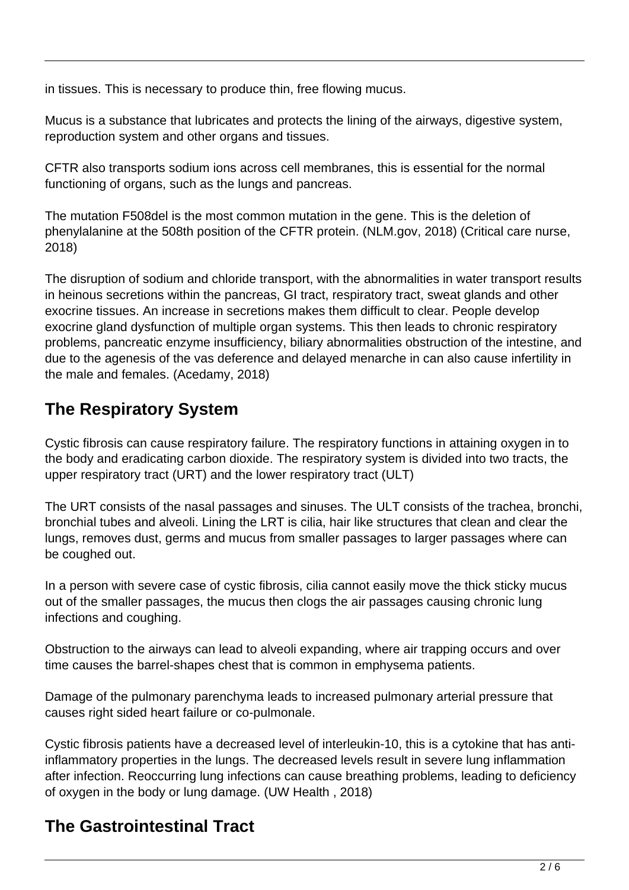in tissues. This is necessary to produce thin, free flowing mucus.

Mucus is a substance that lubricates and protects the lining of the airways, digestive system, reproduction system and other organs and tissues.

CFTR also transports sodium ions across cell membranes, this is essential for the normal functioning of organs, such as the lungs and pancreas.

The mutation F508del is the most common mutation in the gene. This is the deletion of phenylalanine at the 508th position of the CFTR protein. (NLM.gov, 2018) (Critical care nurse, 2018)

The disruption of sodium and chloride transport, with the abnormalities in water transport results in heinous secretions within the pancreas, GI tract, respiratory tract, sweat glands and other exocrine tissues. An increase in secretions makes them difficult to clear. People develop exocrine gland dysfunction of multiple organ systems. This then leads to chronic respiratory problems, pancreatic enzyme insufficiency, biliary abnormalities obstruction of the intestine, and due to the agenesis of the vas deference and delayed menarche in can also cause infertility in the male and females. (Acedamy, 2018)

## The Respiratory System

Cystic fibrosis can cause respiratory failure. The respiratory functions in attaining oxygen in to the body and eradicating carbon dioxide. The respiratory system is divided into two tracts, the upper respiratory tract (URT) and the lower respiratory tract (ULT)

The URT consists of the nasal passages and sinuses. The ULT consists of the trachea, bronchi, bronchial tubes and alveoli. Lining the LRT is cilia, hair like structures that clean and clear the lungs, removes dust, germs and mucus from smaller passages to larger passages where can be coughed out.

In a person with severe case of cystic fibrosis, cilia cannot easily move the thick sticky mucus out of the smaller passages, the mucus then clogs the air passages causing chronic lung infections and coughing.

Obstruction to the airways can lead to alveoli expanding, where air trapping occurs and over time causes the barrel-shapes chest that is common in emphysema patients.

Damage of the pulmonary parenchyma leads to increased pulmonary arterial pressure that causes right sided heart failure or co-pulmonale.

Cystic fibrosis patients have a decreased level of interleukin-10, this is a cytokine that has anti-inflammatory properties in the lungs. The decreased levels result in severe lung inflammation after infection. Reoccurring lung infections can cause breathing problems, leading to deficiency of oxygen in the body or lung damage. (UW Health , 2018)

## The Gastrointestinal Tract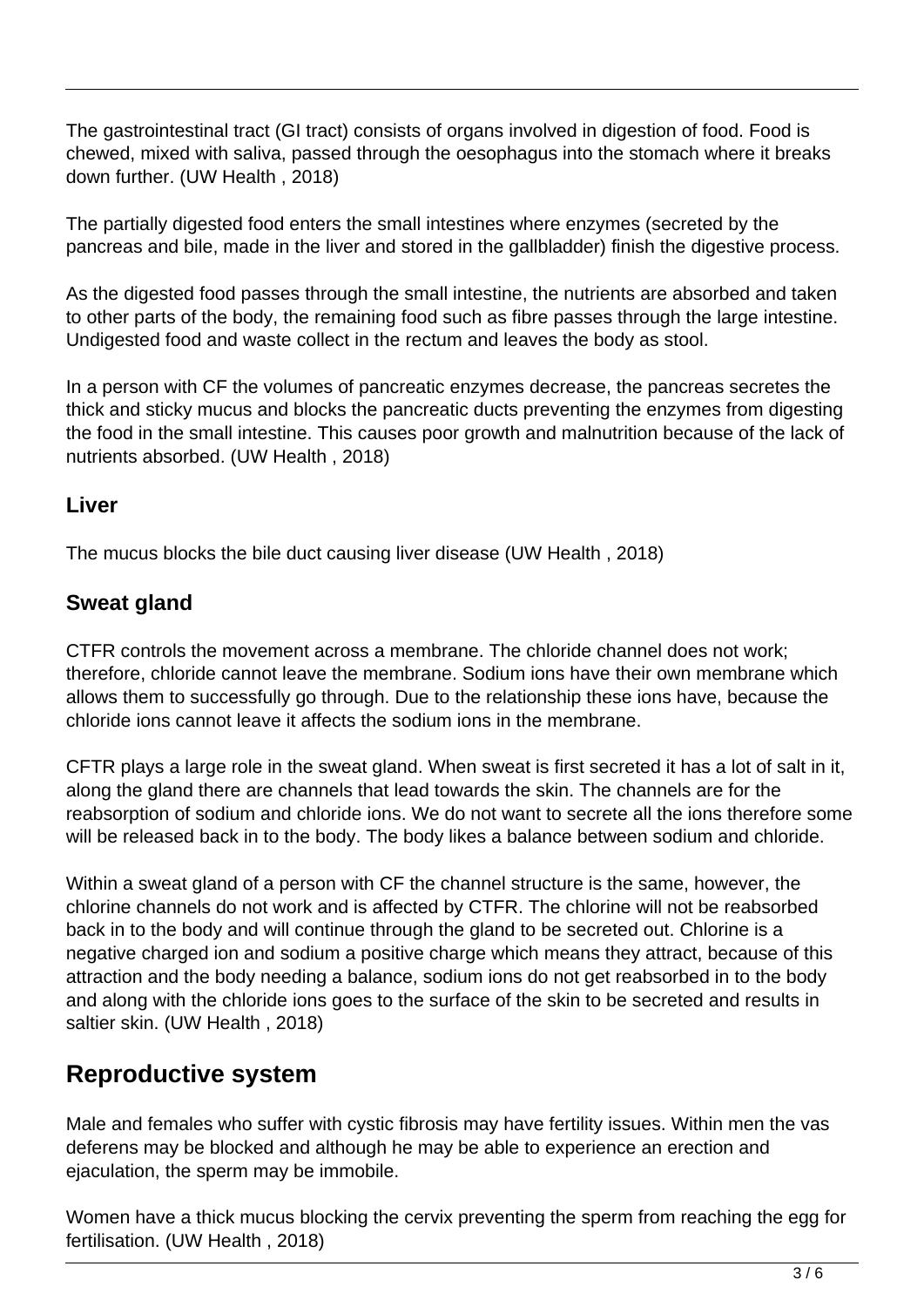The gastrointestinal tract (GI tract) consists of organs involved in digestion of food. Food is chewed, mixed with saliva, passed through the oesophagus into the stomach where it breaks down further. (UW Health , 2018)

The partially digested food enters the small intestines where enzymes (secreted by the pancreas and bile, made in the liver and stored in the gallbladder) finish the digestive process.

As the digested food passes through the small intestine, the nutrients are absorbed and taken to other parts of the body, the remaining food such as fibre passes through the large intestine. Undigested food and waste collect in the rectum and leaves the body as stool.

In a person with CF the volumes of pancreatic enzymes decrease, the pancreas secretes the thick and sticky mucus and blocks the pancreatic ducts preventing the enzymes from digesting the food in the small intestine. This causes poor growth and malnutrition because of the lack of nutrients absorbed. (UW Health , 2018)

### Liver

The mucus blocks the bile duct causing liver disease (UW Health , 2018)

### Sweat gland

CTFR controls the movement across a membrane. The chloride channel does not work; therefore, chloride cannot leave the membrane. Sodium ions have their own membrane which allows them to successfully go through. Due to the relationship these ions have, because the chloride ions cannot leave it affects the sodium ions in the membrane.

CFTR plays a large role in the sweat gland. When sweat is first secreted it has a lot of salt in it, along the gland there are channels that lead towards the skin. The channels are for the reabsorption of sodium and chloride ions. We do not want to secrete all the ions therefore some will be released back in to the body. The body likes a balance between sodium and chloride.

Within a sweat gland of a person with CF the channel structure is the same, however, the chlorine channels do not work and is affected by CTFR. The chlorine will not be reabsorbed back in to the body and will continue through the gland to be secreted out. Chlorine is a negative charged ion and sodium a positive charge which means they attract, because of this attraction and the body needing a balance, sodium ions do not get reabsorbed in to the body and along with the chloride ions goes to the surface of the skin to be secreted and results in saltier skin. (UW Health , 2018)

## Reproductive system

Male and females who suffer with cystic fibrosis may have fertility issues. Within men the vas deferens may be blocked and although he may be able to experience an erection and ejaculation, the sperm may be immobile.

Women have a thick mucus blocking the cervix preventing the sperm from reaching the egg for fertilisation. (UW Health , 2018)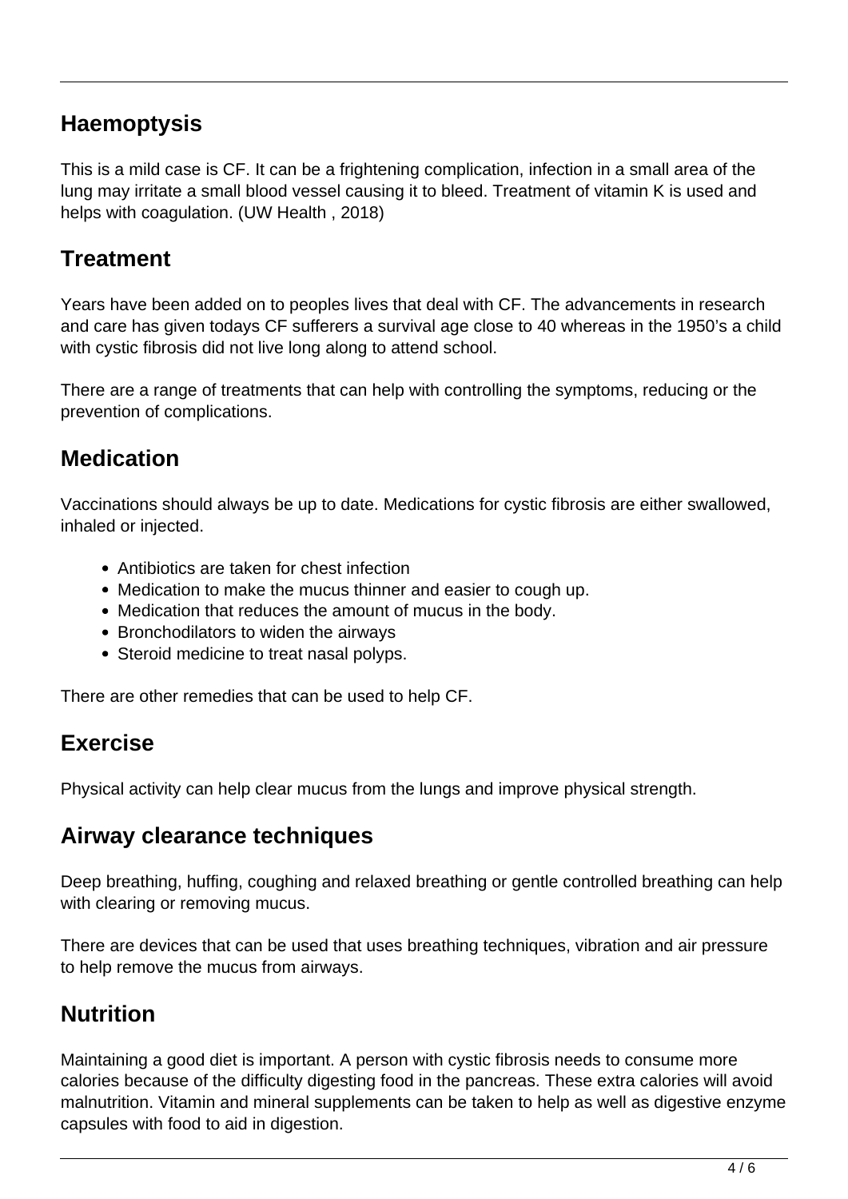## Haemoptysis

This is a mild case is CF. It can be a frightening complication, infection in a small area of the lung may irritate a small blood vessel causing it to bleed. Treatment of vitamin K is used and helps with coagulation. (UW Health , 2018)

## Treatment

Years have been added on to peoples lives that deal with CF. The advancements in research and care has given todays CF sufferers a survival age close to 40 whereas in the 1950's a child with cystic fibrosis did not live long along to attend school.

There are a range of treatments that can help with controlling the symptoms, reducing or the prevention of complications.

## Medication

Vaccinations should always be up to date. Medications for cystic fibrosis are either swallowed, inhaled or injected.

- Antibiotics are taken for chest infection
- Medication to make the mucus thinner and easier to cough up.
- Medication that reduces the amount of mucus in the body.
- Bronchodilators to widen the airways
- Steroid medicine to treat nasal polyps.

There are other remedies that can be used to help CF.

## Exercise

Physical activity can help clear mucus from the lungs and improve physical strength.

## Airway clearance techniques

Deep breathing, huffing, coughing and relaxed breathing or gentle controlled breathing can help with clearing or removing mucus.

There are devices that can be used that uses breathing techniques, vibration and air pressure to help remove the mucus from airways.

## Nutrition

Maintaining a good diet is important. A person with cystic fibrosis needs to consume more calories because of the difficulty digesting food in the pancreas. These extra calories will avoid malnutrition. Vitamin and mineral supplements can be taken to help as well as digestive enzyme capsules with food to aid in digestion.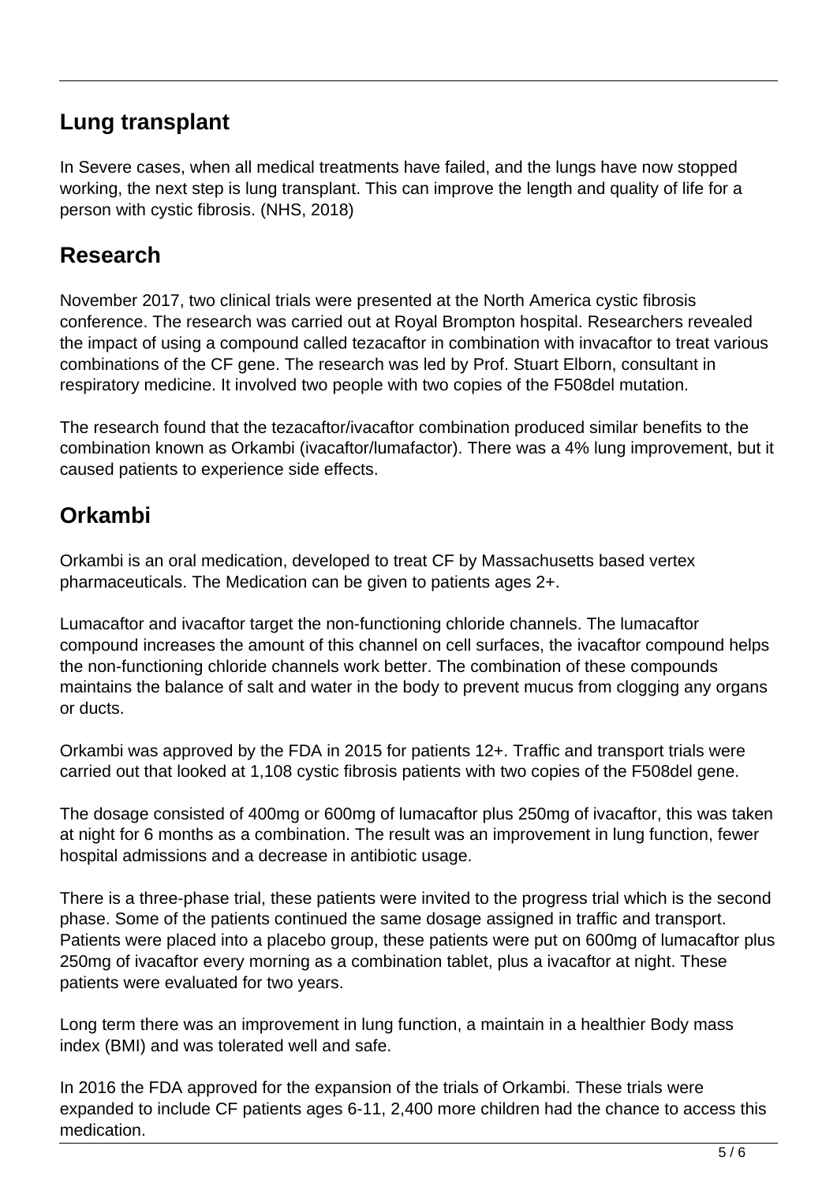## Lung transplant

In Severe cases, when all medical treatments have failed, and the lungs have now stopped working, the next step is lung transplant. This can improve the length and quality of life for a person with cystic fibrosis. (NHS, 2018)

## Research

November 2017, two clinical trials were presented at the North America cystic fibrosis conference. The research was carried out at Royal Brompton hospital. Researchers revealed the impact of using a compound called tezacaftor in combination with invacaftor to treat various combinations of the CF gene. The research was led by Prof. Stuart Elborn, consultant in respiratory medicine. It involved two people with two copies of the F508del mutation.

The research found that the tezacaftor/ivacaftor combination produced similar benefits to the combination known as Orkambi (ivacaftor/lumafactor). There was a 4% lung improvement, but it caused patients to experience side effects.

## Orkambi

Orkambi is an oral medication, developed to treat CF by Massachusetts based vertex pharmaceuticals. The Medication can be given to patients ages 2+.

Lumacaftor and ivacaftor target the non-functioning chloride channels. The lumacaftor compound increases the amount of this channel on cell surfaces, the ivacaftor compound helps the non-functioning chloride channels work better. The combination of these compounds maintains the balance of salt and water in the body to prevent mucus from clogging any organs or ducts.

Orkambi was approved by the FDA in 2015 for patients 12+. Traffic and transport trials were carried out that looked at 1,108 cystic fibrosis patients with two copies of the F508del gene.

The dosage consisted of 400mg or 600mg of lumacaftor plus 250mg of ivacaftor, this was taken at night for 6 months as a combination. The result was an improvement in lung function, fewer hospital admissions and a decrease in antibiotic usage.

There is a three-phase trial, these patients were invited to the progress trial which is the second phase. Some of the patients continued the same dosage assigned in traffic and transport. Patients were placed into a placebo group, these patients were put on 600mg of lumacaftor plus 250mg of ivacaftor every morning as a combination tablet, plus a ivacaftor at night. These patients were evaluated for two years.

Long term there was an improvement in lung function, a maintain in a healthier Body mass index (BMI) and was tolerated well and safe.

In 2016 the FDA approved for the expansion of the trials of Orkambi. These trials were expanded to include CF patients ages 6-11, 2,400 more children had the chance to access this medication.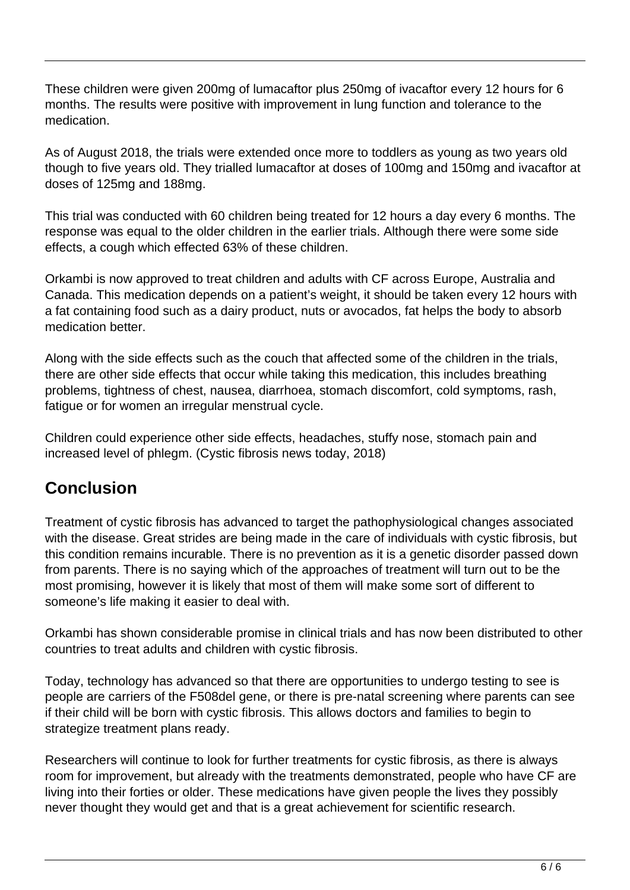These children were given 200mg of lumacaftor plus 250mg of ivacaftor every 12 hours for 6 months. The results were positive with improvement in lung function and tolerance to the medication.

As of August 2018, the trials were extended once more to toddlers as young as two years old though to five years old. They trialled lumacaftor at doses of 100mg and 150mg and ivacaftor at doses of 125mg and 188mg.

This trial was conducted with 60 children being treated for 12 hours a day every 6 months. The response was equal to the older children in the earlier trials. Although there were some side effects, a cough which effected 63% of these children.

Orkambi is now approved to treat children and adults with CF across Europe, Australia and Canada. This medication depends on a patient's weight, it should be taken every 12 hours with a fat containing food such as a dairy product, nuts or avocados, fat helps the body to absorb medication better.

Along with the side effects such as the couch that affected some of the children in the trials, there are other side effects that occur while taking this medication, this includes breathing problems, tightness of chest, nausea, diarrhoea, stomach discomfort, cold symptoms, rash, fatigue or for women an irregular menstrual cycle.

Children could experience other side effects, headaches, stuffy nose, stomach pain and increased level of phlegm. (Cystic fibrosis news today, 2018)

## Conclusion

Treatment of cystic fibrosis has advanced to target the pathophysiological changes associated with the disease. Great strides are being made in the care of individuals with cystic fibrosis, but this condition remains incurable. There is no prevention as it is a genetic disorder passed down from parents. There is no saying which of the approaches of treatment will turn out to be the most promising, however it is likely that most of them will make some sort of different to someone's life making it easier to deal with.

Orkambi has shown considerable promise in clinical trials and has now been distributed to other countries to treat adults and children with cystic fibrosis.

Today, technology has advanced so that there are opportunities to undergo testing to see is people are carriers of the F508del gene, or there is pre-natal screening where parents can see if their child will be born with cystic fibrosis. This allows doctors and families to begin to strategize treatment plans ready.

Researchers will continue to look for further treatments for cystic fibrosis, as there is always room for improvement, but already with the treatments demonstrated, people who have CF are living into their forties or older. These medications have given people the lives they possibly never thought they would get and that is a great achievement for scientific research.